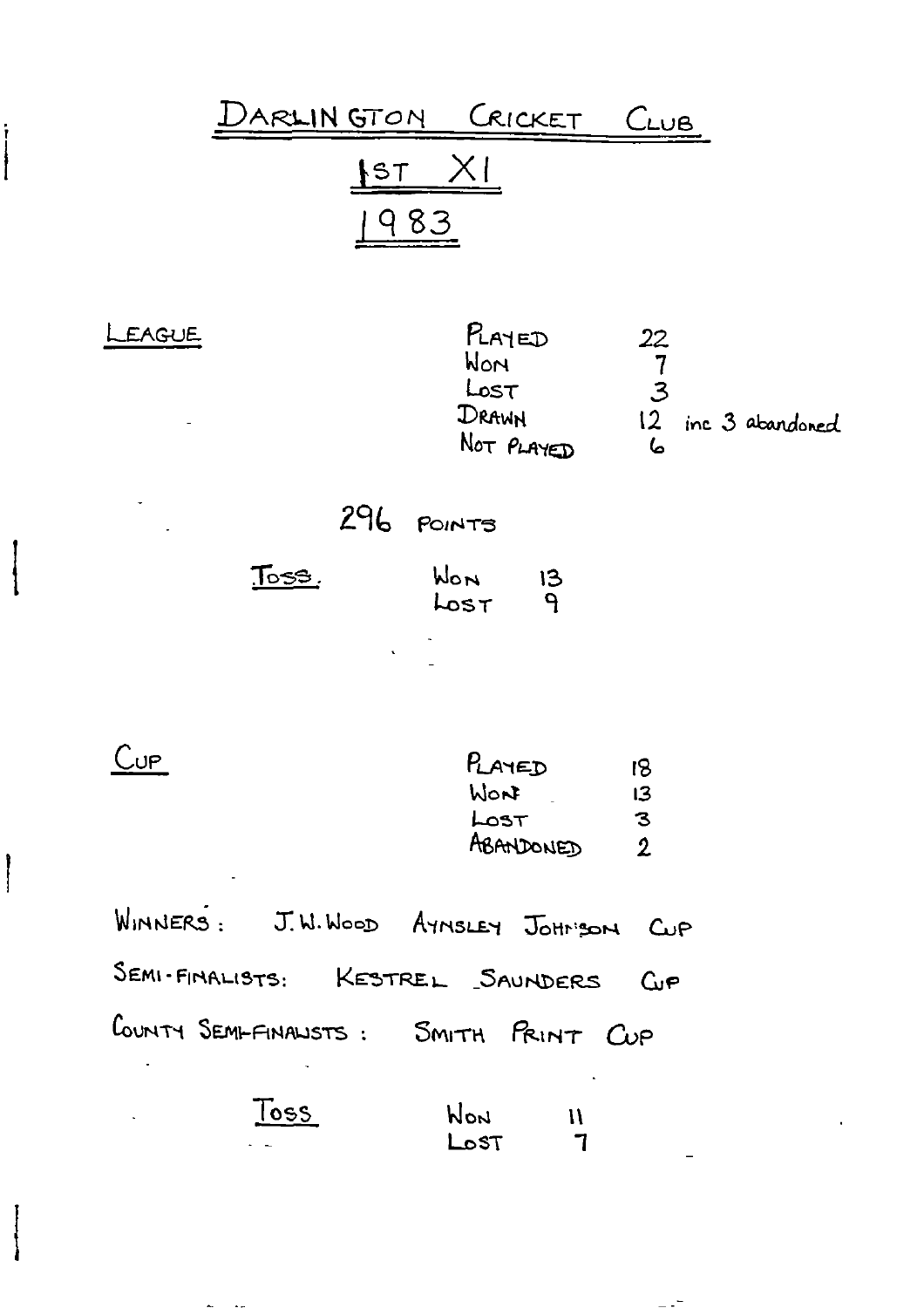# DARLINGTON CRICKET CLUB

## 1ST XI

## 1983

**LEAGUE**

| | |
|---|---|
| PLAYED | 22 |
| WON | 7 |
| LOST | 3 |
| DRAWN | 12 inc 3 abandoned |
| NOT PLAYED | 6 |

296 POINTS

**TOSS.**

| | |
|---|---|
| WON | 13 |
| LOST | 9 |

**CUP**

| | |
|---|---|
| PLAYED | 18 |
| WON | 13 |
| LOST | 3 |
| ABANDONED | 2 |

WINNERS: J. W. WOOD AYNSLEY JOHNSON CUP

SEMI-FINALISTS: KESTREL SAUNDERS CUP

COUNTY SEMI-FINALISTS: SMITH PRINT CUP

**TOSS**

| | |
|---|---|
| WON | 11 |
| LOST | 7 |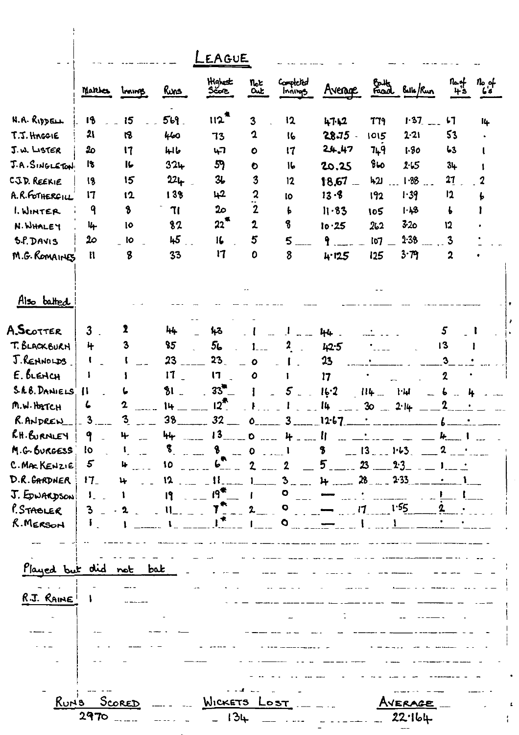# League

| | Matches | Innings | Runs | Highest Score | Not Out | Completed Innings | Average | Balls Faced | Balls/Run | No. of 4's | No. of 6's |
|---|---|---|---|---|---|---|---|---|---|---|---|
| N.A. RIDDELL | 18 | 15 | 569 | 112* | 3 | 12 | 47.42 | 779 | 1.37 | 67 | 14 |
| T.J. HAGGIE | 21 | 18 | 460 | 73 | 2 | 16 | 28.75 | 1015 | 2.21 | 53 | . |
| J.W. LISTER | 20 | 17 | 416 | 47 | 0 | 17 | 24.47 | 749 | 1.80 | 63 | 1 |
| J.A. SINGLETON | 18 | 16 | 324 | 59 | 0 | 16 | 20.25 | 860 | 2.65 | 34 | 1 |
| C.J.D. REEKIE | 18 | 15 | 224 | 36 | 3 | 12 | 18.67 | 421 | 1.88 | 27 | 2 |
| A.R. FOTHERGILL | 17 | 12 | 138 | 42 | 2 | 10 | 13.8 | 192 | 1.39 | 12 | 6 |
| I. WINTER | 9 | 8 | 71 | 20 | 2 | 6 | 11.83 | 105 | 1.48 | 6 | 1 |
| N. WHALEY | 14 | 10 | 82 | 22* | 2 | 8 | 10.25 | 262 | 3.20 | 12 | . |
| S.P. DAVIS | 20 | 10 | 45 | 16 | 5 | 5 | 9 | 107 | 2.38 | 3 | : |
| M.G. ROMAINES | 11 | 8 | 33 | 17 | 0 | 8 | 4.125 | 125 | 3.79 | 2 | . |

## Also batted

| | Matches | Innings | Runs | Highest Score | Not Out | Completed Innings | Average | Balls Faced | Balls/Run | No. of 4's | No. of 6's |
|---|---|---|---|---|---|---|---|---|---|---|---|
| A. SCOTTER | 3 | 2 | 44 | 43 | 1 | 1 | 44 | . | | 5 | 1 |
| T. BLACKBURN | 4 | 3 | 85 | 56 | 1 | 2 | 42.5 | . | | 13 | 1 |
| J. REYNOLDS | 1 | 1 | 23 | 23 | 0 | 1 | 23 | . | | 3 | . |
| E. BLENCH | 1 | 1 | 17 | 17 | 0 | 1 | 17 | . | | 2 | . |
| S.R.B. DANIELS | 11 | 6 | 81 | 33* | 1 | 5 | 16.2 | 114 | 1.41 | 6 | 4 |
| M.W. HATCH | 6 | 2 | 14 | 12* | 1 | 1 | 14 | 30 | 2.14 | 2 | . |
| R. ANDREW | 3 | 3 | 38 | 32 | 0 | 3 | 12.67 | . | | 6 | . |
| R.H. BURNLEY | 9 | 4 | 44 | 13 | 0 | 4 | 11 | . | | 4 | 1 |
| M.G. BURGESS | 10 | 1 | 8 | 8 | 0 | 1 | 8 | 13 | 1.63 | 2 | . |
| C. MACKENZIE | 5 | 4 | 10 | 6* | 2 | 2 | 5 | 23 | 2.3 | 1 | : |
| D.R. GARDNER | 17 | 4 | 12 | 11 | 1 | 3 | 4 | 28 | 2.33 | . | 1 |
| J. EDWARDSON | 1 | 1 | 19 | 19* | 1 | 0 | — | . | | 1 | 1 |
| P. STABLER | 3 | 2 | 11 | 7* | 2 | 0 | — | 17 | 1.55 | 2 | . |
| R. MERSON | 1 | 1 | 1 | 1* | 1 | 0 | — | 1 | 1 | . | . |

## Played but did not bat

| | Matches |
|---|---|
| R.J. RAINE | 1 |

| Runs Scored | Wickets Lost | Average |
|---|---|---|
| 2970 | 134 | 22.164 |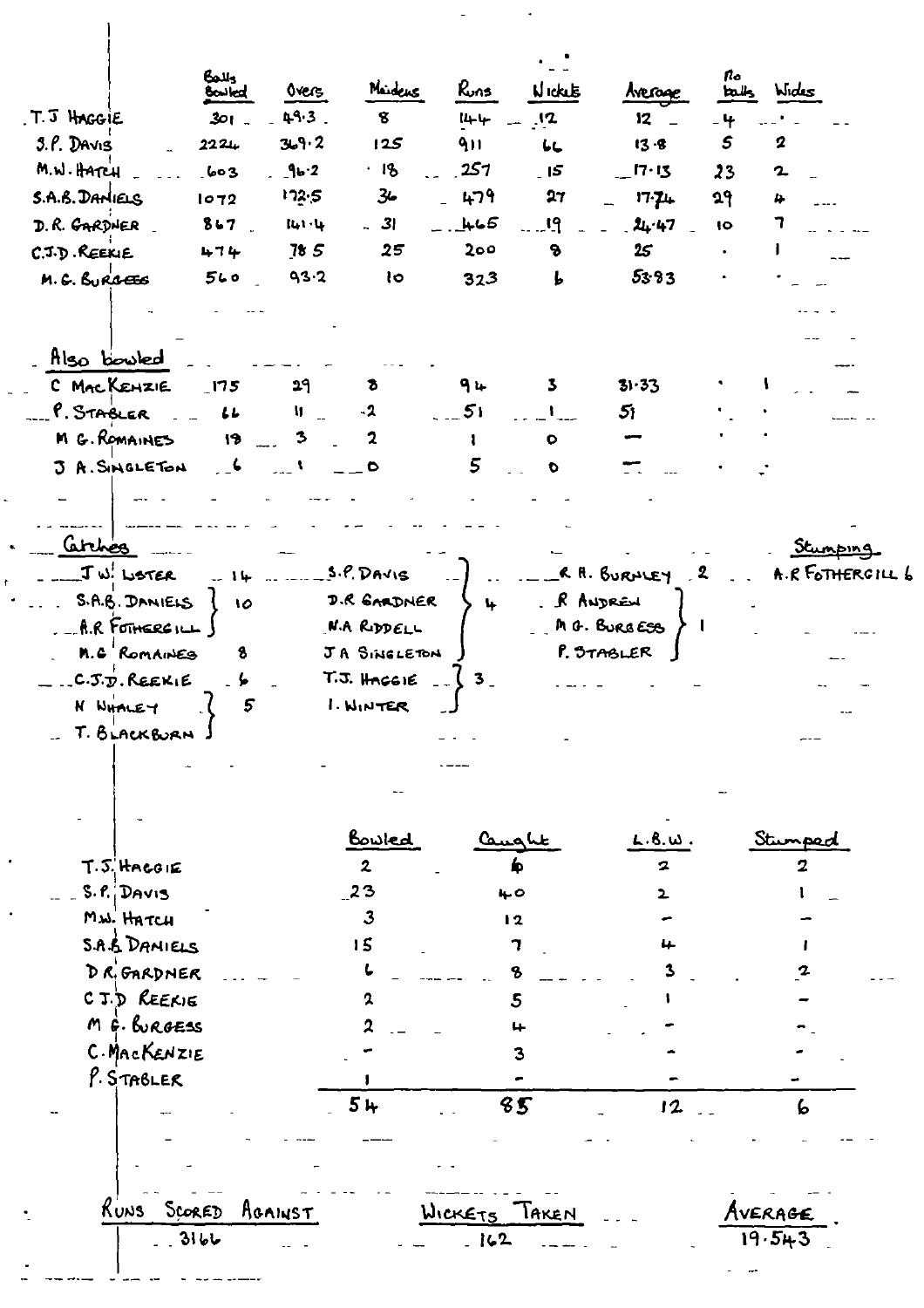| | Balls Bowled | Overs | Maidens | Runs | Wickets | Average | No balls | Wides |
|---|---|---|---|---|---|---|---|---|
| T.J HAGGIE | 301 | 49.3 | 8 | 144 | 12 | 12 | 4 | · |
| S.P. DAVIS | 2224 | 369.2 | 125 | 911 | 66 | 13.8 | 5 | 2 |
| M.W. HATCH | 603 | 96.2 | 18 | 257 | 15 | 17.13 | 23 | 2 |
| S.A.B. DANIELS | 1072 | 172.5 | 36 | 479 | 27 | 17.74 | 29 | 4 |
| D.R. GARDNER | 867 | 141.4 | 31 | 465 | 19 | 24.47 | 10 | 7 |
| C.J.D. REEKIE | 474 | 78 5 | 25 | 200 | 8 | 25 | · | 1 |
| M.G. BURGESS | 560 | 93.2 | 10 | 323 | 6 | 53.83 | · | · |

**Also bowled**

| | Balls Bowled | Overs | Maidens | Runs | Wickets | Average | No balls | Wides |
|---|---|---|---|---|---|---|---|---|
| C MacKENZIE | 175 | 29 | 8 | 94 | 3 | 31.33 | · | 1 |
| P. STABLER | 66 | 11 | 2 | 51 | 1 | 51 | · | · |
| M G. ROMAINES | 18 | 3 | 2 | 1 | 0 | — | · | · |
| J A. SINGLETON | 6 | 1 | 0 | 5 | 0 | — | · | · |

**Catches**

- J W. LISTER 14
- S.A.B. DANIELS, A.R FOTHERGILL 10
- M.G ROMAINES 8
- C.J.D. REEKIE 6
- N WHALEY, T. BLACKBURN 5
- S.P. DAVIS, D.R GARDNER, N.A RIDDELL, J A SINGLETON 4
- T.J. HAGGIE, I. WINTER 3
- R A. BURNLEY 2
- R ANDREW, M G. BURGESS, P. STABLER 1

**Stumping**

- A.R FOTHERGILL 6

| | Bowled | Caught | L.B.W. | Stumped |
|---|---|---|---|---|
| T.J. HAGGIE | 2 | 6 | 2 | 2 |
| S.P. DAVIS | 23 | 40 | 2 | 1 |
| M.W. HATCH | 3 | 12 | - | - |
| S.A.B. DANIELS | 15 | 7 | 4 | 1 |
| D R. GARDNER | 6 | 8 | 3 | 2 |
| C J.D REEKIE | 2 | 5 | 1 | - |
| M G. BURGESS | 2 | 4 | - | - |
| C. MacKENZIE | - | 3 | - | - |
| P. STABLER | 1 | - | - | - |
| | 54 | 85 | 12 | 6 |

| RUNS SCORED AGAINST | WICKETS TAKEN | AVERAGE |
|---|---|---|
| 3166 | 162 | 19.543 |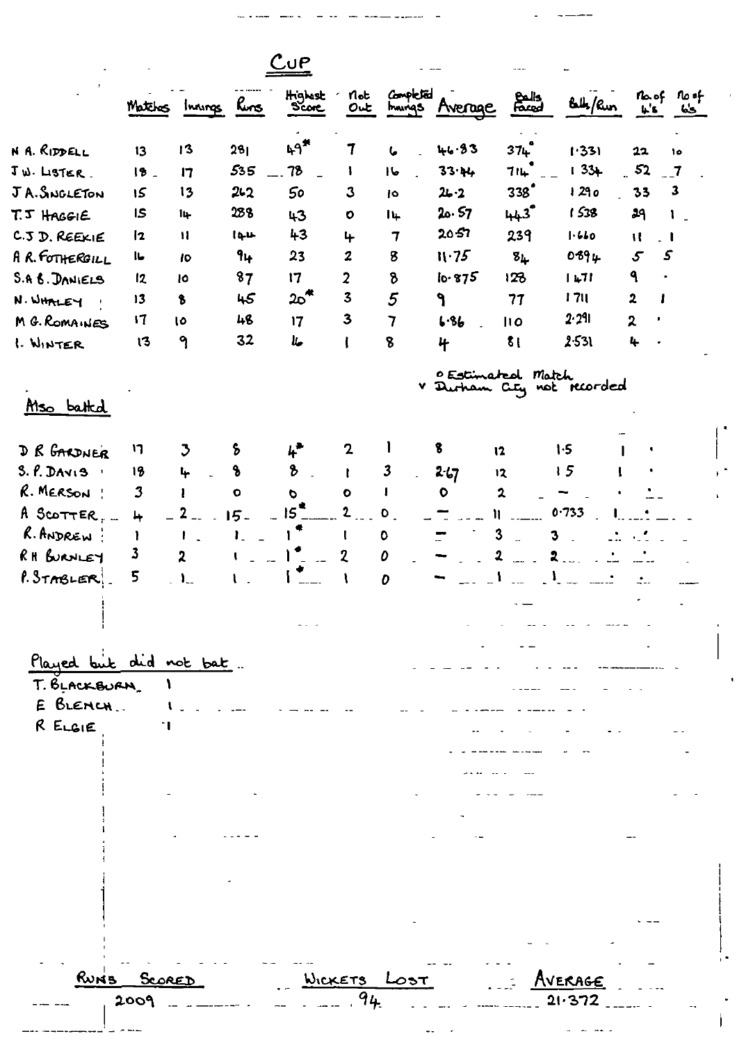# Cup

| | Matches | Innings | Runs | Highest Score | Not Out | Completed Innings | Average | Balls Faced | Balls/Run | No. of 4's | No. of 6's |
|---|---|---|---|---|---|---|---|---|---|---|---|
| N A. Riddell | 13 | 13 | 281 | 49* | 7 | 6 | 46·83 | 374° | 1·331 | 22 | 10 |
| J W. Lister | 18 | 17 | 535 | 78 | 1 | 16 | 33·44 | 714° | 1·334 | 52 | 7 |
| J A. Singleton | 15 | 13 | 262 | 50 | 3 | 10 | 26·2 | 338° | 1·290 | 33 | 3 |
| T.J Haggie | 15 | 14 | 288 | 43 | 0 | 14 | 20·57 | 443° | 1·538 | 29 | 1 |
| C.J D. Reekie | 12 | 11 | 144 | 43 | 4 | 7 | 20·57 | 239 | 1·660 | 11 | 1 |
| A R. Fothergill | 16 | 10 | 94 | 23 | 2 | 8 | 11·75 | 84 | 0·894 | 5 | 5 |
| S.A B. Daniels | 12 | 10 | 87 | 17 | 2 | 8 | 10·875 | 128 | 1·471 | 9 | · |
| N. Whaley | 13 | 8 | 45 | 20* | 3 | 5 | 9 | 77 | 1·711 | 2 | 1 |
| M G. Romaines | 17 | 10 | 48 | 17 | 3 | 7 | 6·86 | 110 | 2·291 | 2 | · |
| I. Winter | 13 | 9 | 32 | 16 | 1 | 8 | 4 | 81 | 2·531 | 4 | · |

° Estimated Match
v Durham City not recorded

## Also batted

| | Matches | Innings | Runs | Highest Score | Not Out | Completed Innings | Average | Balls Faced | Balls/Run | No. of 4's | No. of 6's |
|---|---|---|---|---|---|---|---|---|---|---|---|
| D R Gardner | 17 | 3 | 8 | 4* | 2 | 1 | 8 | 12 | 1·5 | 1 | · |
| S. P. Davis | 18 | 4 | 8 | 8 | 1 | 3 | 2·67 | 12 | 1·5 | 1 | · |
| R. Merson | 3 | 1 | 0 | 0 | 0 | 1 | 0 | 2 | – | · | · |
| A Scotter | 4 | 2 | 15 | 15* | 2 | 0 | – | 11 | 0·733 | 1 | · |
| R. Andrew | 1 | 1 | 1 | 1* | 1 | 0 | – | 3 | 3 | · | · |
| R H Burnley | 3 | 2 | 1 | 1* | 2 | 0 | – | 2 | 2 | · | · |
| P. Stabler | 5 | 1 | 1 | 1* | 1 | 0 | – | 1 | 1 | · | · |

## Played but did not bat

| | |
|---|---|
| T. Blackburn | 1 |
| E Blench | 1 |
| R Elgie | 1 |

| Runs Scored | Wickets Lost | Average |
|---|---|---|
| 2009 | 94 | 21·372 |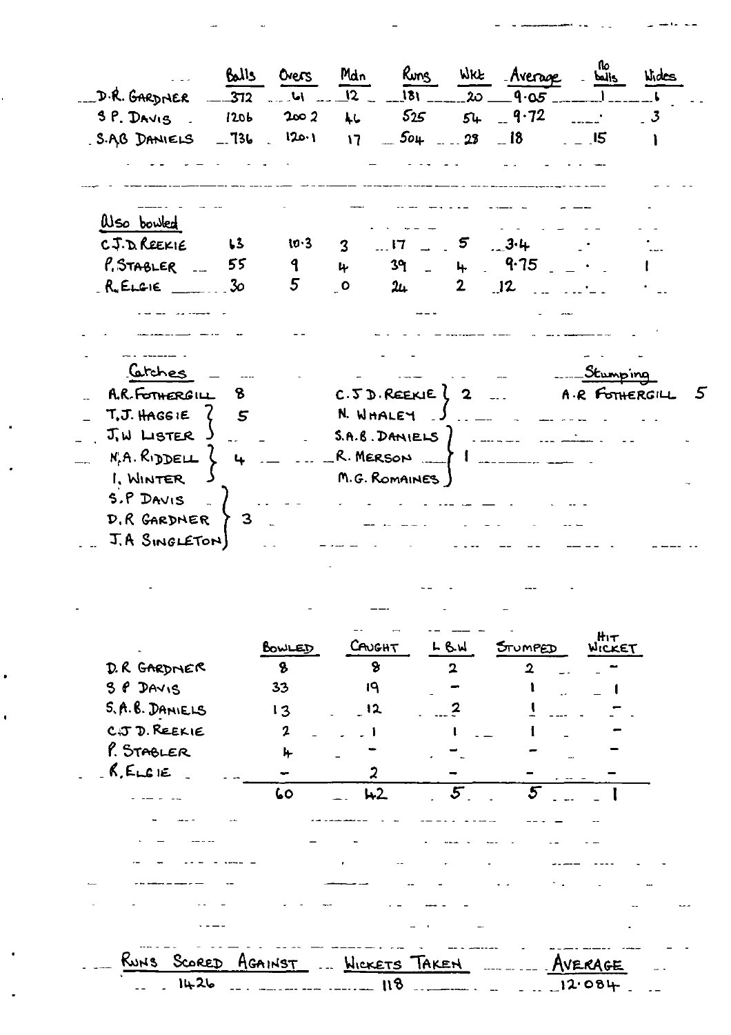| | Balls | Overs | Mdn | Runs | Wkt | Average | No balls | Wides |
|---|---|---|---|---|---|---|---|---|
| D.R. GARDNER | 372 | 61 | 12 | 181 | 20 | 9.05 | 1 | 6 |
| S P. DAVIS | 1206 | 200 2 | 46 | 525 | 54 | 9.72 | | 3 |
| S.A.B DANIELS | 736 | 120.1 | 17 | 504 | 28 | 18 | 15 | 1 |

Also bowled

| | Balls | Overs | Mdn | Runs | Wkt | Average | No balls | Wides |
|---|---|---|---|---|---|---|---|---|
| C.J.D. REEKIE | 63 | 10.3 | 3 | 17 | 5 | 3.4 | | |
| P. STABLER | 55 | 9 | 4 | 39 | 4 | 9.75 | | 1 |
| R. ELGIE | 30 | 5 | 0 | 24 | 2 | 12 | | |

Catches

- A.R. FOTHERGILL 8
- T.J. HAGGIE, J.W LISTER 5
- N.A. RIDDELL, I. WINTER 4
- S.P DAVIS, D.R GARDNER, J.A SINGLETON 3
- C.J D. REEKIE, N. WHALEY 2
- S.A.B. DANIELS, R. MERSON, M.G. ROMAINES 1

Stumping

- A.R FOTHERGILL 5

| | BOWLED | CAUGHT | L B.W | STUMPED | HIT WICKET |
|---|---|---|---|---|---|
| D.R GARDNER | 8 | 8 | 2 | 2 | – |
| S P DAVIS | 33 | 19 | – | 1 | 1 |
| S.A.B. DANIELS | 13 | 12 | 2 | 1 | – |
| C.J D. REEKIE | 2 | 1 | 1 | 1 | – |
| P. STABLER | 4 | – | – | – | – |
| R. ELGIE | – | 2 | – | – | – |
| | 60 | 42 | 5 | 5 | 1 |

| RUNS SCORED AGAINST | WICKETS TAKEN | AVERAGE |
|---|---|---|
| 1426 | 118 | 12.084 |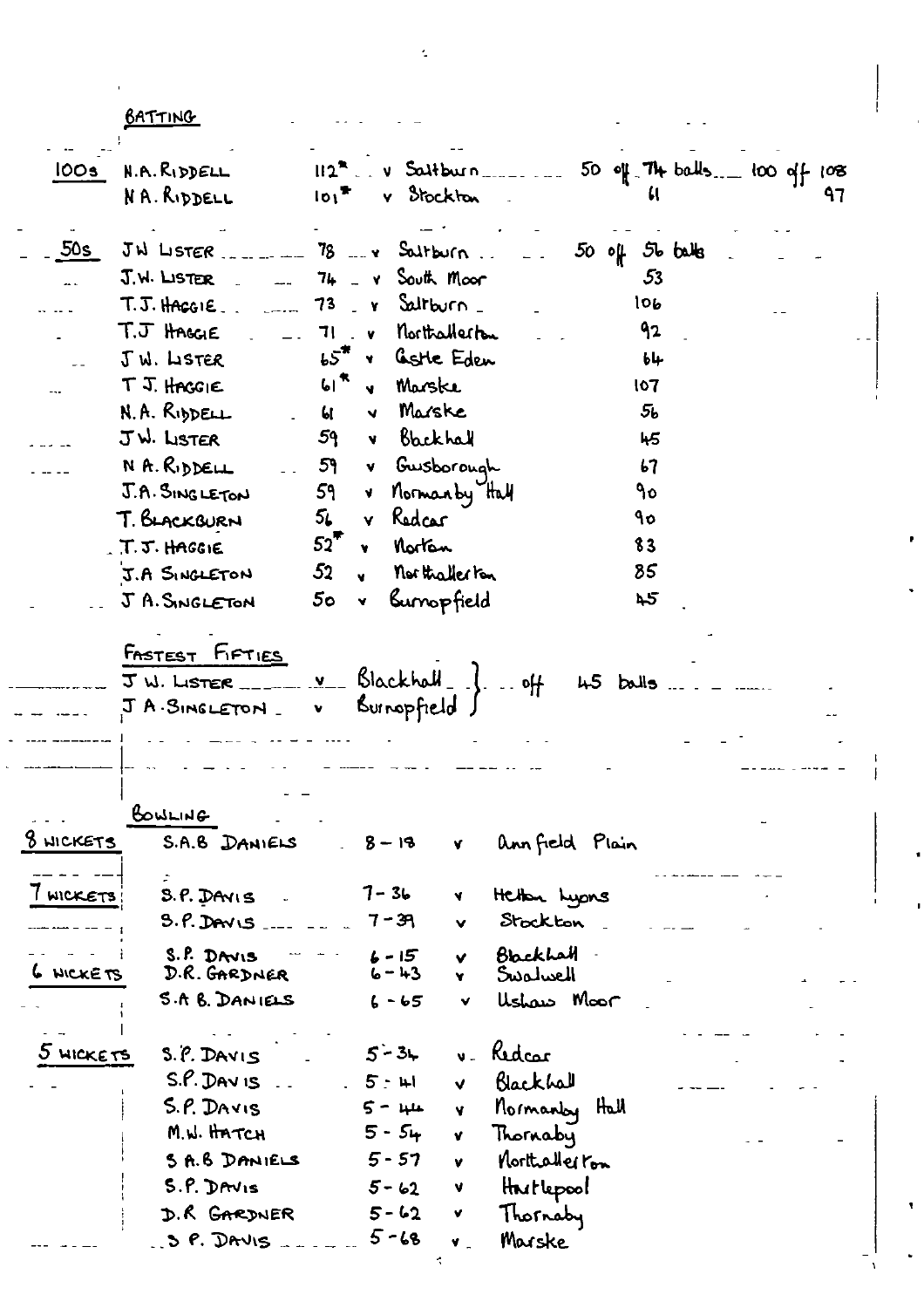## BATTING

| | Name | Score | Opponent | Balls |
|---|---|---|---|---|
| 100s | N.A. RIDDELL | 112* | v Saltburn | 50 off 74 balls — 100 off 108 |
| | N.A. RIDDELL | 101* | v Stockton | 61 — 97 |
| 50s | J.W. LISTER | 78 | v Saltburn | 50 off 56 balls |
| | J.W. LISTER | 74 | v South Moor | 53 |
| | T.J. HAGGIE | 73 | v Saltburn | 106 |
| | T.J. HAGGIE | 71 | v Northallerton | 92 |
| | J.W. LISTER | 65* | v Castle Eden | 64 |
| | T.J. HAGGIE | 61* | v Marske | 107 |
| | N.A. RIDDELL | 61 | v Marske | 56 |
| | J.W. LISTER | 59 | v Blackhall | 45 |
| | N.A. RIDDELL | 59 | v Guisborough | 67 |
| | J.A. SINGLETON | 59 | v Normanby Hall | 90 |
| | T. BLACKBURN | 56 | v Redcar | 90 |
| | T.J. HAGGIE | 52* | v Norton | 83 |
| | J.A. SINGLETON | 52 | v Northallerton | 85 |
| | J.A. SINGLETON | 50 | v Burnopfield | 45 |

### FASTEST FIFTIES

J.W. LISTER v Blackhall
J.A. SINGLETON v Burnopfield } off 45 balls

## BOWLING

| | Name | Figures | Opponent |
|---|---|---|---|
| 8 WICKETS | S.A.B. DANIELS | 8 – 18 | v Annfield Plain |
| 7 WICKETS | S.P. DAVIS | 7 – 36 | v Hetton Lyons |
| | S.P. DAVIS | 7 – 39 | v Stockton |
| 6 WICKETS | S.P. DAVIS | 6 – 15 | v Blackhall |
| | D.R. GARDNER | 6 – 43 | v Swalwell |
| | S.A.B. DANIELS | 6 – 65 | v Ushaw Moor |
| 5 WICKETS | S.P. DAVIS | 5 – 34 | v Redcar |
| | S.P. DAVIS | 5 – 41 | v Blackhall |
| | S.P. DAVIS | 5 – 44 | v Normanby Hall |
| | M.W. HATCH | 5 – 54 | v Thornaby |
| | S.A.B. DANIELS | 5 – 57 | v Northallerton |
| | S.P. DAVIS | 5 – 62 | v Hartlepool |
| | D.R. GARDNER | 5 – 62 | v Thornaby |
| | S.P. DAVIS | 5 – 68 | v Marske |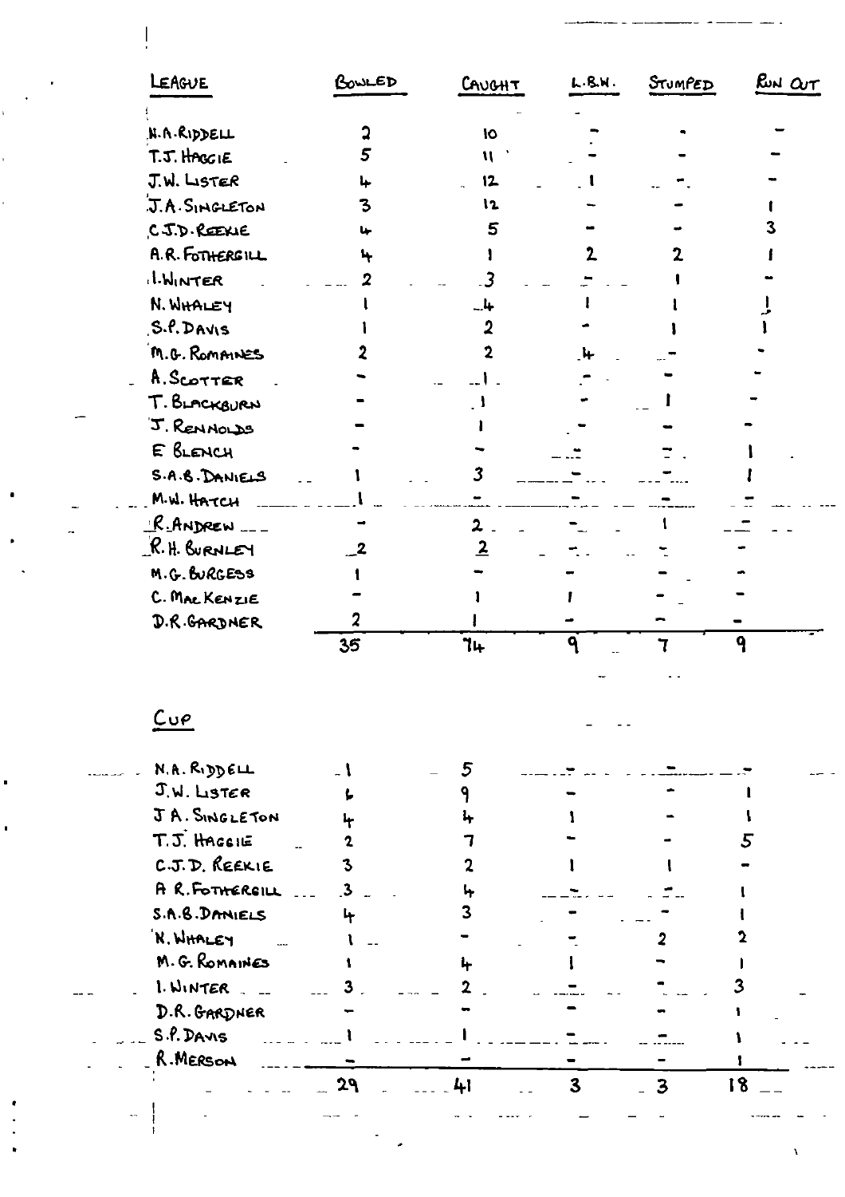| LEAGUE | BOWLED | CAUGHT | L.B.W. | STUMPED | RUN OUT |
|---|---|---|---|---|---|
| N.A. RIDDELL | 2 | 10 | - | - | - |
| T.J. HAGGIE | 5 | 11 | - | - | - |
| J.W. LISTER | 4 | 12 | 1 | - | - |
| J.A. SINGLETON | 3 | 12 | - | - | 1 |
| C.J.D. REEKIE | 4 | 5 | - | - | 3 |
| A.R. FOTHERGILL | 4 | 1 | 2 | 2 | 1 |
| I. WINTER | 2 | 3 | - | 1 | - |
| N. WHALEY | 1 | 4 | 1 | 1 | 1 |
| S.P. DAVIS | 1 | 2 | - | 1 | 1 |
| M.G. ROMAINES | 2 | 2 | 4 | - | - |
| A. SCOTTER | - | 1 | - | - | - |
| T. BLACKBURN | - | 1 | - | 1 | - |
| J. RENNOLDS | - | 1 | - | - | - |
| E BLENCH | - | - | - | - | 1 |
| S.A.B. DANIELS | 1 | 3 | - | - | 1 |
| M.W. HATCH | 1 | - | - | - | - |
| R. ANDREW | - | 2 | - | 1 | - |
| R.H. BURNLEY | 2 | 2 | - | - | - |
| M.G. BURGESS | 1 | - | - | - | - |
| C. MACKENZIE | - | 1 | 1 | - | - |
| D.R. GARDNER | 2 | 1 | - | - | - |
| | 35 | 74 | 9 | 7 | 9 |

## CUP

| CUP | BOWLED | CAUGHT | L.B.W. | STUMPED | RUN OUT |
|---|---|---|---|---|---|
| N.A. RIDDELL | 1 | 5 | - | - | - |
| J.W. LISTER | 6 | 9 | - | - | 1 |
| J A. SINGLETON | 4 | 4 | 1 | - | 1 |
| T.J. HAGGIE | 2 | 7 | - | - | 5 |
| C.J.D. REEKIE | 3 | 2 | 1 | 1 | - |
| A R. FOTHERGILL | 3 | 4 | - | - | 1 |
| S.A.B. DANIELS | 4 | 3 | - | - | 1 |
| N. WHALEY | 1 | - | - | 2 | 2 |
| M.G. ROMAINES | 1 | 4 | 1 | - | 1 |
| I. WINTER | 3 | 2 | - | - | 3 |
| D.R. GARDNER | - | - | - | - | 1 |
| S.P. DAVIS | 1 | 1 | - | - | 1 |
| R. MERSON | - | - | - | - | 1 |
| | 29 | 41 | 3 | 3 | 18 |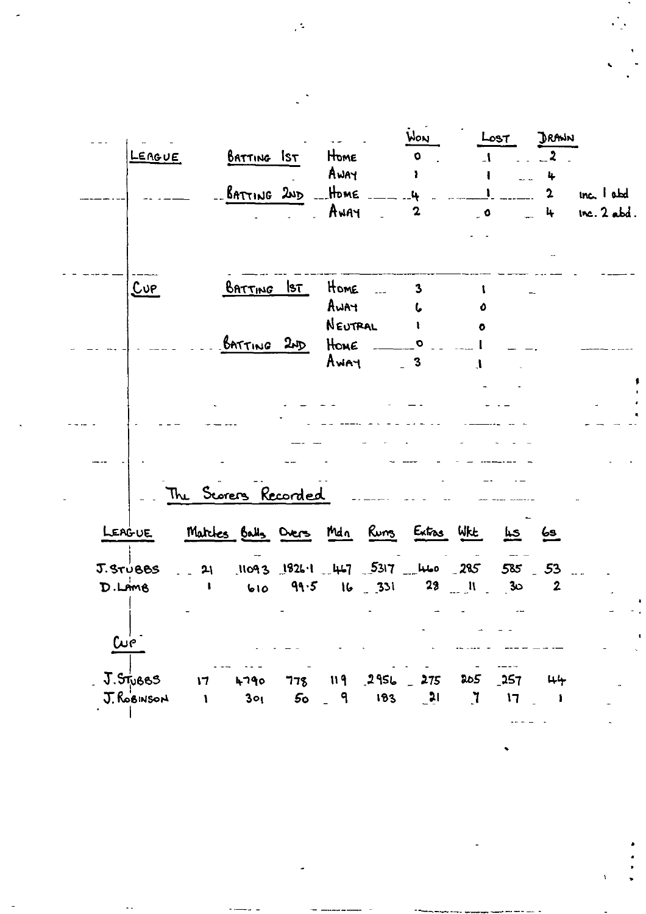| | | | Won | Lost | Drawn | |
|---|---|---|---|---|---|---|
| LEAGUE | BATTING 1ST | HOME | 0 | 1 | 2 | |
| | | AWAY | 1 | 1 | 4 | |
| | BATTING 2ND | HOME | 4 | 1 | 2 | inc. 1 abd |
| | | AWAY | 2 | 0 | 4 | inc. 2 abd. |
| CUP | BATTING 1ST | HOME | 3 | 1 | | |
| | | AWAY | 6 | 0 | | |
| | | NEUTRAL | 1 | 0 | | |
| | BATTING 2ND | HOME | 0 | 1 | | |
| | | AWAY | 3 | 1 | | |

## The Scorers Recorded

| LEAGUE | Matches | Balls | Overs | Mdn | Runs | Extras | Wkt | 4s | 6s |
|---|---|---|---|---|---|---|---|---|---|
| J. STUBBS | 21 | 11093 | 1826·1 | 467 | 5317 | 460 | 285 | 585 | 53 |
| D. LAMB | 1 | 610 | 99·5 | 16 | 331 | 28 | 11 | 30 | 2 |
| **CUP** | | | | | | | | | |
| J. STUBBS | 17 | 4790 | 778 | 119 | 2956 | 275 | 205 | 257 | 44 |
| J. ROBINSON | 1 | 301 | 50 | 9 | 183 | 21 | 7 | 17 | 1 |